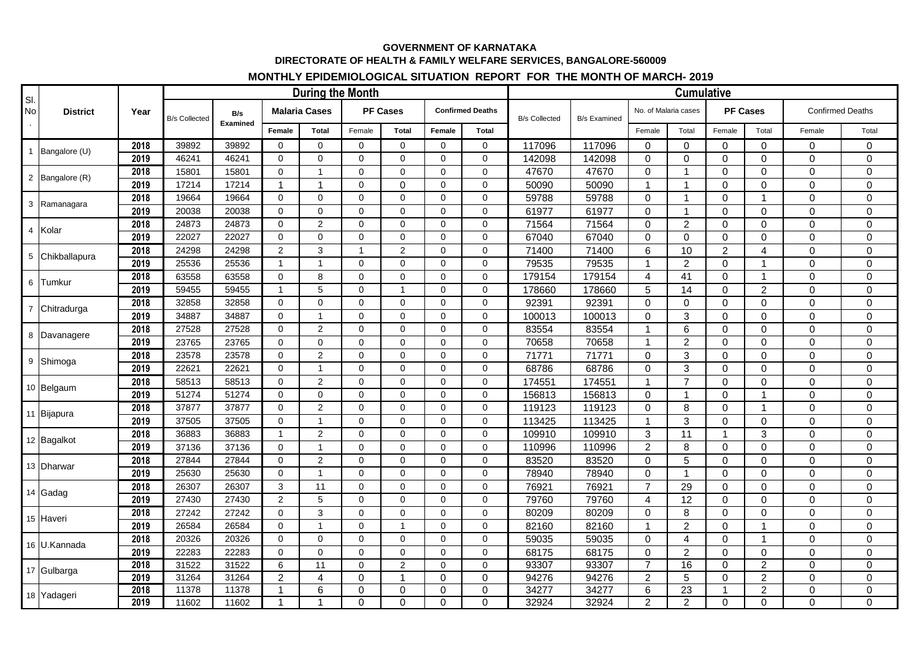**GOVERNMENT OF KARNATAKA**

**DIRECTORATE OF HEALTH & FAMILY WELFARE SERVICES, BANGALORE-560009**

**MONTHLY EPIDEMIOLOGICAL SITUATION REPORT FOR THE MONTH OF MARCH- 2019**

| Sl. No. | District | Year | During the Month | | | | | | | | Cumulative | | | | | | | |
|---|---|---|---|---|---|---|---|---|---|---|---|---|---|---|---|---|---|---|
| | | | B/s Collected | B/s Examined | Malaria Cases | | PF Cases | | Confirmed Deaths | | B/s Collected | B/s Examined | No. of Malaria cases | | PF Cases | | Confirmed Deaths | |
| | | | | | Female | Total | Female | Total | Female | Total | | | Female | Total | Female | Total | Female | Total |
| 1 | Bangalore (U) | 2018 | 39892 | 39892 | 0 | 0 | 0 | 0 | 0 | 0 | 117096 | 117096 | 0 | 0 | 0 | 0 | 0 | 0 |
| | | 2019 | 46241 | 46241 | 0 | 0 | 0 | 0 | 0 | 0 | 142098 | 142098 | 0 | 0 | 0 | 0 | 0 | 0 |
| 2 | Bangalore (R) | 2018 | 15801 | 15801 | 0 | 1 | 0 | 0 | 0 | 0 | 47670 | 47670 | 0 | 1 | 0 | 0 | 0 | 0 |
| | | 2019 | 17214 | 17214 | 1 | 1 | 0 | 0 | 0 | 0 | 50090 | 50090 | 1 | 1 | 0 | 0 | 0 | 0 |
| 3 | Ramanagara | 2018 | 19664 | 19664 | 0 | 0 | 0 | 0 | 0 | 0 | 59788 | 59788 | 0 | 1 | 0 | 1 | 0 | 0 |
| | | 2019 | 20038 | 20038 | 0 | 0 | 0 | 0 | 0 | 0 | 61977 | 61977 | 0 | 1 | 0 | 0 | 0 | 0 |
| 4 | Kolar | 2018 | 24873 | 24873 | 0 | 2 | 0 | 0 | 0 | 0 | 71564 | 71564 | 0 | 2 | 0 | 0 | 0 | 0 |
| | | 2019 | 22027 | 22027 | 0 | 0 | 0 | 0 | 0 | 0 | 67040 | 67040 | 0 | 0 | 0 | 0 | 0 | 0 |
| 5 | Chikballapura | 2018 | 24298 | 24298 | 2 | 3 | 1 | 2 | 0 | 0 | 71400 | 71400 | 6 | 10 | 2 | 4 | 0 | 0 |
| | | 2019 | 25536 | 25536 | 1 | 1 | 0 | 0 | 0 | 0 | 79535 | 79535 | 1 | 2 | 0 | 1 | 0 | 0 |
| 6 | Tumkur | 2018 | 63558 | 63558 | 0 | 8 | 0 | 0 | 0 | 0 | 179154 | 179154 | 4 | 41 | 0 | 1 | 0 | 0 |
| | | 2019 | 59455 | 59455 | 1 | 5 | 0 | 1 | 0 | 0 | 178660 | 178660 | 5 | 14 | 0 | 2 | 0 | 0 |
| 7 | Chitradurga | 2018 | 32858 | 32858 | 0 | 0 | 0 | 0 | 0 | 0 | 92391 | 92391 | 0 | 0 | 0 | 0 | 0 | 0 |
| | | 2019 | 34887 | 34887 | 0 | 1 | 0 | 0 | 0 | 0 | 100013 | 100013 | 0 | 3 | 0 | 0 | 0 | 0 |
| 8 | Davanagere | 2018 | 27528 | 27528 | 0 | 2 | 0 | 0 | 0 | 0 | 83554 | 83554 | 1 | 6 | 0 | 0 | 0 | 0 |
| | | 2019 | 23765 | 23765 | 0 | 0 | 0 | 0 | 0 | 0 | 70658 | 70658 | 1 | 2 | 0 | 0 | 0 | 0 |
| 9 | Shimoga | 2018 | 23578 | 23578 | 0 | 2 | 0 | 0 | 0 | 0 | 71771 | 71771 | 0 | 3 | 0 | 0 | 0 | 0 |
| | | 2019 | 22621 | 22621 | 0 | 1 | 0 | 0 | 0 | 0 | 68786 | 68786 | 0 | 3 | 0 | 0 | 0 | 0 |
| 10 | Belgaum | 2018 | 58513 | 58513 | 0 | 2 | 0 | 0 | 0 | 0 | 174551 | 174551 | 1 | 7 | 0 | 0 | 0 | 0 |
| | | 2019 | 51274 | 51274 | 0 | 0 | 0 | 0 | 0 | 0 | 156813 | 156813 | 0 | 1 | 0 | 1 | 0 | 0 |
| 11 | Bijapura | 2018 | 37877 | 37877 | 0 | 2 | 0 | 0 | 0 | 0 | 119123 | 119123 | 0 | 8 | 0 | 1 | 0 | 0 |
| | | 2019 | 37505 | 37505 | 0 | 1 | 0 | 0 | 0 | 0 | 113425 | 113425 | 1 | 3 | 0 | 0 | 0 | 0 |
| 12 | Bagalkot | 2018 | 36883 | 36883 | 1 | 2 | 0 | 0 | 0 | 0 | 109910 | 109910 | 3 | 11 | 1 | 3 | 0 | 0 |
| | | 2019 | 37136 | 37136 | 0 | 1 | 0 | 0 | 0 | 0 | 110996 | 110996 | 2 | 8 | 0 | 0 | 0 | 0 |
| 13 | Dharwar | 2018 | 27844 | 27844 | 0 | 2 | 0 | 0 | 0 | 0 | 83520 | 83520 | 0 | 5 | 0 | 0 | 0 | 0 |
| | | 2019 | 25630 | 25630 | 0 | 1 | 0 | 0 | 0 | 0 | 78940 | 78940 | 0 | 1 | 0 | 0 | 0 | 0 |
| 14 | Gadag | 2018 | 26307 | 26307 | 3 | 11 | 0 | 0 | 0 | 0 | 76921 | 76921 | 7 | 29 | 0 | 0 | 0 | 0 |
| | | 2019 | 27430 | 27430 | 2 | 5 | 0 | 0 | 0 | 0 | 79760 | 79760 | 4 | 12 | 0 | 0 | 0 | 0 |
| 15 | Haveri | 2018 | 27242 | 27242 | 0 | 3 | 0 | 0 | 0 | 0 | 80209 | 80209 | 0 | 8 | 0 | 0 | 0 | 0 |
| | | 2019 | 26584 | 26584 | 0 | 1 | 0 | 1 | 0 | 0 | 82160 | 82160 | 1 | 2 | 0 | 1 | 0 | 0 |
| 16 | U.Kannada | 2018 | 20326 | 20326 | 0 | 0 | 0 | 0 | 0 | 0 | 59035 | 59035 | 0 | 4 | 0 | 1 | 0 | 0 |
| | | 2019 | 22283 | 22283 | 0 | 0 | 0 | 0 | 0 | 0 | 68175 | 68175 | 0 | 2 | 0 | 0 | 0 | 0 |
| 17 | Gulbarga | 2018 | 31522 | 31522 | 6 | 11 | 0 | 2 | 0 | 0 | 93307 | 93307 | 7 | 16 | 0 | 2 | 0 | 0 |
| | | 2019 | 31264 | 31264 | 2 | 4 | 0 | 1 | 0 | 0 | 94276 | 94276 | 2 | 5 | 0 | 2 | 0 | 0 |
| 18 | Yadageri | 2018 | 11378 | 11378 | 1 | 6 | 0 | 0 | 0 | 0 | 34277 | 34277 | 6 | 23 | 1 | 2 | 0 | 0 |
| | | 2019 | 11602 | 11602 | 1 | 1 | 0 | 0 | 0 | 0 | 32924 | 32924 | 2 | 2 | 0 | 0 | 0 | 0 |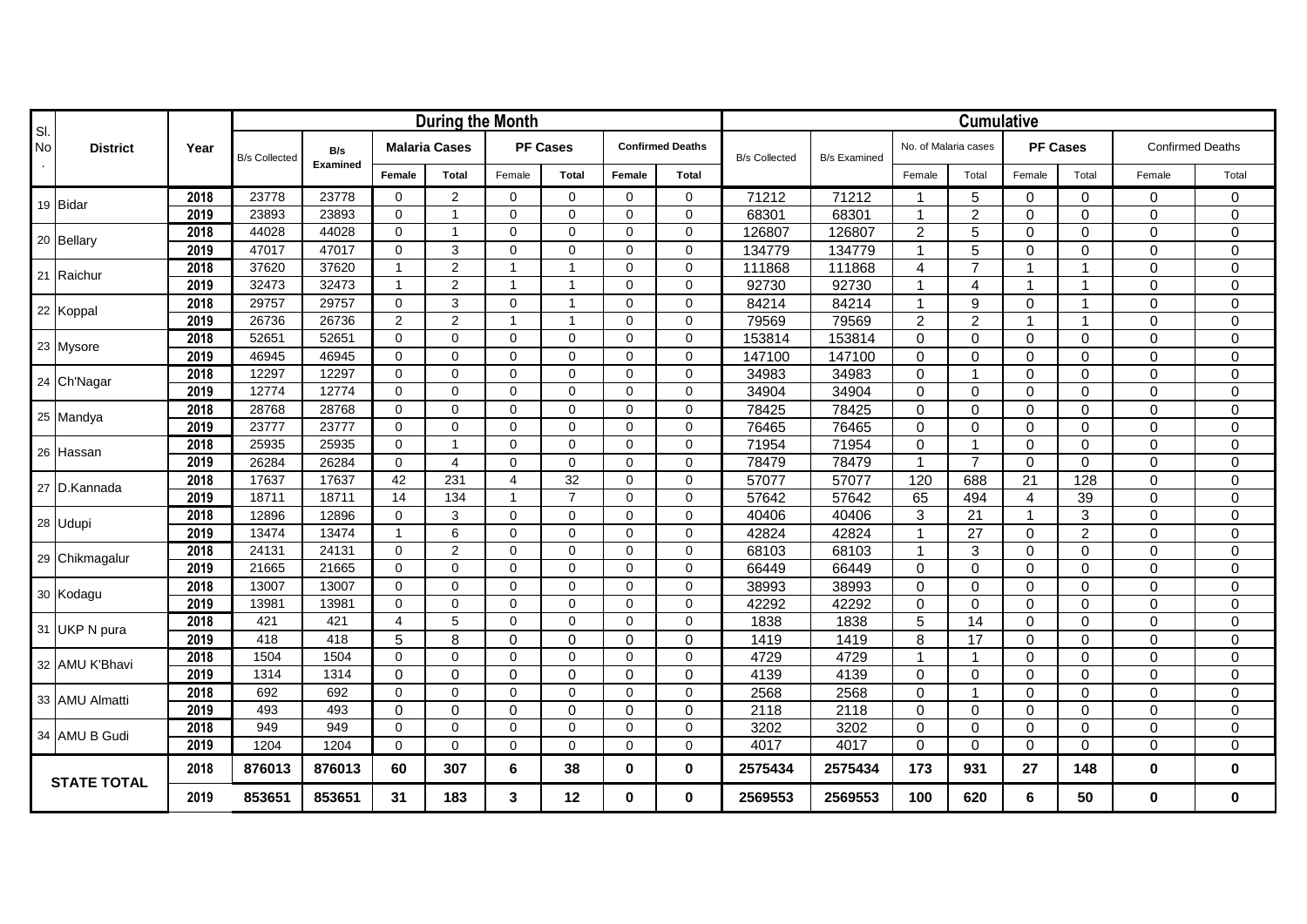| Sl. No. | District | Year | During the Month | | | | | | | | Cumulative | | | | | | | |
|---|---|---|---|---|---|---|---|---|---|---|---|---|---|---|---|---|---|---|
| | | | B/s Collected | B/s Examined | Malaria Cases | | PF Cases | | Confirmed Deaths | | B/s Collected | B/s Examined | No. of Malaria cases | | PF Cases | | Confirmed Deaths | |
| | | | | | Female | Total | Female | Total | Female | Total | | | Female | Total | Female | Total | Female | Total |
| 19 | Bidar | 2018 | 23778 | 23778 | 0 | 2 | 0 | 0 | 0 | 0 | 71212 | 71212 | 1 | 5 | 0 | 0 | 0 | 0 |
| | | 2019 | 23893 | 23893 | 0 | 1 | 0 | 0 | 0 | 0 | 68301 | 68301 | 1 | 2 | 0 | 0 | 0 | 0 |
| 20 | Bellary | 2018 | 44028 | 44028 | 0 | 1 | 0 | 0 | 0 | 0 | 126807 | 126807 | 2 | 5 | 0 | 0 | 0 | 0 |
| | | 2019 | 47017 | 47017 | 0 | 3 | 0 | 0 | 0 | 0 | 134779 | 134779 | 1 | 5 | 0 | 0 | 0 | 0 |
| 21 | Raichur | 2018 | 37620 | 37620 | 1 | 2 | 1 | 1 | 0 | 0 | 111868 | 111868 | 4 | 7 | 1 | 1 | 0 | 0 |
| | | 2019 | 32473 | 32473 | 1 | 2 | 1 | 1 | 0 | 0 | 92730 | 92730 | 1 | 4 | 1 | 1 | 0 | 0 |
| 22 | Koppal | 2018 | 29757 | 29757 | 0 | 3 | 0 | 1 | 0 | 0 | 84214 | 84214 | 1 | 9 | 0 | 1 | 0 | 0 |
| | | 2019 | 26736 | 26736 | 2 | 2 | 1 | 1 | 0 | 0 | 79569 | 79569 | 2 | 2 | 1 | 1 | 0 | 0 |
| 23 | Mysore | 2018 | 52651 | 52651 | 0 | 0 | 0 | 0 | 0 | 0 | 153814 | 153814 | 0 | 0 | 0 | 0 | 0 | 0 |
| | | 2019 | 46945 | 46945 | 0 | 0 | 0 | 0 | 0 | 0 | 147100 | 147100 | 0 | 0 | 0 | 0 | 0 | 0 |
| 24 | Ch'Nagar | 2018 | 12297 | 12297 | 0 | 0 | 0 | 0 | 0 | 0 | 34983 | 34983 | 0 | 1 | 0 | 0 | 0 | 0 |
| | | 2019 | 12774 | 12774 | 0 | 0 | 0 | 0 | 0 | 0 | 34904 | 34904 | 0 | 0 | 0 | 0 | 0 | 0 |
| 25 | Mandya | 2018 | 28768 | 28768 | 0 | 0 | 0 | 0 | 0 | 0 | 78425 | 78425 | 0 | 0 | 0 | 0 | 0 | 0 |
| | | 2019 | 23777 | 23777 | 0 | 0 | 0 | 0 | 0 | 0 | 76465 | 76465 | 0 | 0 | 0 | 0 | 0 | 0 |
| 26 | Hassan | 2018 | 25935 | 25935 | 0 | 1 | 0 | 0 | 0 | 0 | 71954 | 71954 | 0 | 1 | 0 | 0 | 0 | 0 |
| | | 2019 | 26284 | 26284 | 0 | 4 | 0 | 0 | 0 | 0 | 78479 | 78479 | 1 | 7 | 0 | 0 | 0 | 0 |
| 27 | D.Kannada | 2018 | 17637 | 17637 | 42 | 231 | 4 | 32 | 0 | 0 | 57077 | 57077 | 120 | 688 | 21 | 128 | 0 | 0 |
| | | 2019 | 18711 | 18711 | 14 | 134 | 1 | 7 | 0 | 0 | 57642 | 57642 | 65 | 494 | 4 | 39 | 0 | 0 |
| 28 | Udupi | 2018 | 12896 | 12896 | 0 | 3 | 0 | 0 | 0 | 0 | 40406 | 40406 | 3 | 21 | 1 | 3 | 0 | 0 |
| | | 2019 | 13474 | 13474 | 1 | 6 | 0 | 0 | 0 | 0 | 42824 | 42824 | 1 | 27 | 0 | 2 | 0 | 0 |
| 29 | Chikmagalur | 2018 | 24131 | 24131 | 0 | 2 | 0 | 0 | 0 | 0 | 68103 | 68103 | 1 | 3 | 0 | 0 | 0 | 0 |
| | | 2019 | 21665 | 21665 | 0 | 0 | 0 | 0 | 0 | 0 | 66449 | 66449 | 0 | 0 | 0 | 0 | 0 | 0 |
| 30 | Kodagu | 2018 | 13007 | 13007 | 0 | 0 | 0 | 0 | 0 | 0 | 38993 | 38993 | 0 | 0 | 0 | 0 | 0 | 0 |
| | | 2019 | 13981 | 13981 | 0 | 0 | 0 | 0 | 0 | 0 | 42292 | 42292 | 0 | 0 | 0 | 0 | 0 | 0 |
| 31 | UKP N pura | 2018 | 421 | 421 | 4 | 5 | 0 | 0 | 0 | 0 | 1838 | 1838 | 5 | 14 | 0 | 0 | 0 | 0 |
| | | 2019 | 418 | 418 | 5 | 8 | 0 | 0 | 0 | 0 | 1419 | 1419 | 8 | 17 | 0 | 0 | 0 | 0 |
| 32 | AMU K'Bhavi | 2018 | 1504 | 1504 | 0 | 0 | 0 | 0 | 0 | 0 | 4729 | 4729 | 1 | 1 | 0 | 0 | 0 | 0 |
| | | 2019 | 1314 | 1314 | 0 | 0 | 0 | 0 | 0 | 0 | 4139 | 4139 | 0 | 0 | 0 | 0 | 0 | 0 |
| 33 | AMU Almatti | 2018 | 692 | 692 | 0 | 0 | 0 | 0 | 0 | 0 | 2568 | 2568 | 0 | 1 | 0 | 0 | 0 | 0 |
| | | 2019 | 493 | 493 | 0 | 0 | 0 | 0 | 0 | 0 | 2118 | 2118 | 0 | 0 | 0 | 0 | 0 | 0 |
| 34 | AMU B Gudi | 2018 | 949 | 949 | 0 | 0 | 0 | 0 | 0 | 0 | 3202 | 3202 | 0 | 0 | 0 | 0 | 0 | 0 |
| | | 2019 | 1204 | 1204 | 0 | 0 | 0 | 0 | 0 | 0 | 4017 | 4017 | 0 | 0 | 0 | 0 | 0 | 0 |
| **STATE TOTAL** | | 2018 | **876013** | **876013** | **60** | **307** | **6** | **38** | **0** | **0** | **2575434** | **2575434** | **173** | **931** | **27** | **148** | **0** | **0** |
| | | 2019 | **853651** | **853651** | **31** | **183** | **3** | **12** | **0** | **0** | **2569553** | **2569553** | **100** | **620** | **6** | **50** | **0** | **0** |